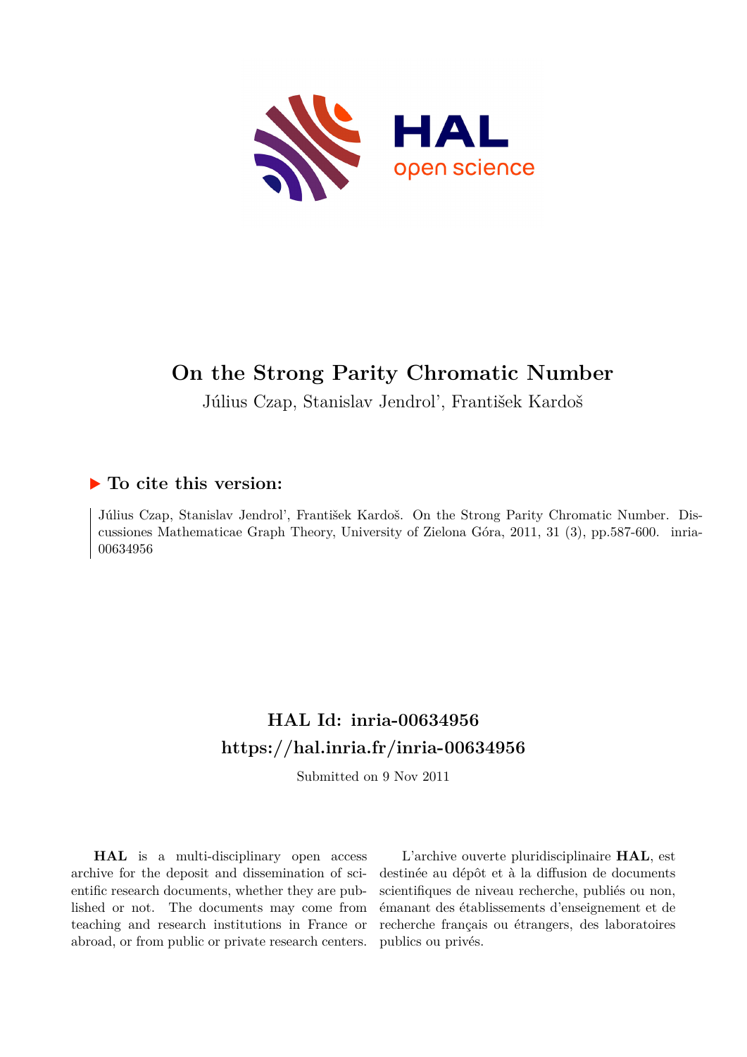# On the Strong Parity Chromatic Number

Július Czap, Stanislav Jendrol', František Kardoš

## ▶ To cite this version:

Július Czap, Stanislav Jendrol', František Kardoš. On the Strong Parity Chromatic Number. Discussiones Mathematicae Graph Theory, University of Zielona Góra, 2011, 31 (3), pp.587-600. inria-00634956

## HAL Id: inria-00634956
## https://hal.inria.fr/inria-00634956

Submitted on 9 Nov 2011

**HAL** is a multi-disciplinary open access archive for the deposit and dissemination of scientific research documents, whether they are published or not. The documents may come from teaching and research institutions in France or abroad, or from public or private research centers.

L'archive ouverte pluridisciplinaire **HAL**, est destinée au dépôt et à la diffusion de documents scientifiques de niveau recherche, publiés ou non, émanant des établissements d'enseignement et de recherche français ou étrangers, des laboratoires publics ou privés.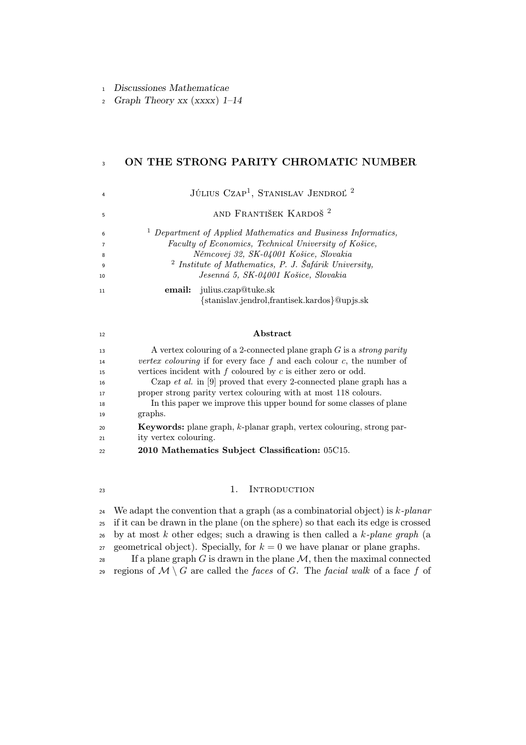# ON THE STRONG PARITY CHROMATIC NUMBER

Július Czap[1], Stanislav Jendroľ [2]

and František Kardoš [2]

[1] *Department of Applied Mathematics and Business Informatics,*
*Faculty of Economics, Technical University of Košice,*
*Němcovej 32, SK-04001 Košice, Slovakia*
[2] *Institute of Mathematics, P. J. Šafárik University,*
*Jesenná 5, SK-04001 Košice, Slovakia*

**email:** julius.czap@tuke.sk
{stanislav.jendrol,frantisek.kardos}@upjs.sk

## Abstract

A vertex colouring of a 2-connected plane graph $G$ is a *strong parity vertex colouring* if for every face $f$ and each colour $c$, the number of vertices incident with $f$ coloured by $c$ is either zero or odd.

Czap *et al.* in [9] proved that every 2-connected plane graph has a proper strong parity vertex colouring with at most 118 colours.

In this paper we improve this upper bound for some classes of plane graphs.

**Keywords:** plane graph, $k$-planar graph, vertex colouring, strong parity vertex colouring.

**2010 Mathematics Subject Classification:** 05C15.

## 1. Introduction

We adapt the convention that a graph (as a combinatorial object) is $k$*-planar* if it can be drawn in the plane (on the sphere) so that each its edge is crossed by at most $k$ other edges; such a drawing is then called a $k$*-plane graph* (a geometrical object). Specially, for $k = 0$ we have planar or plane graphs.

If a plane graph $G$ is drawn in the plane $\mathcal{M}$, then the maximal connected regions of $\mathcal{M} \setminus G$ are called the *faces* of $G$. The *facial walk* of a face $f$ of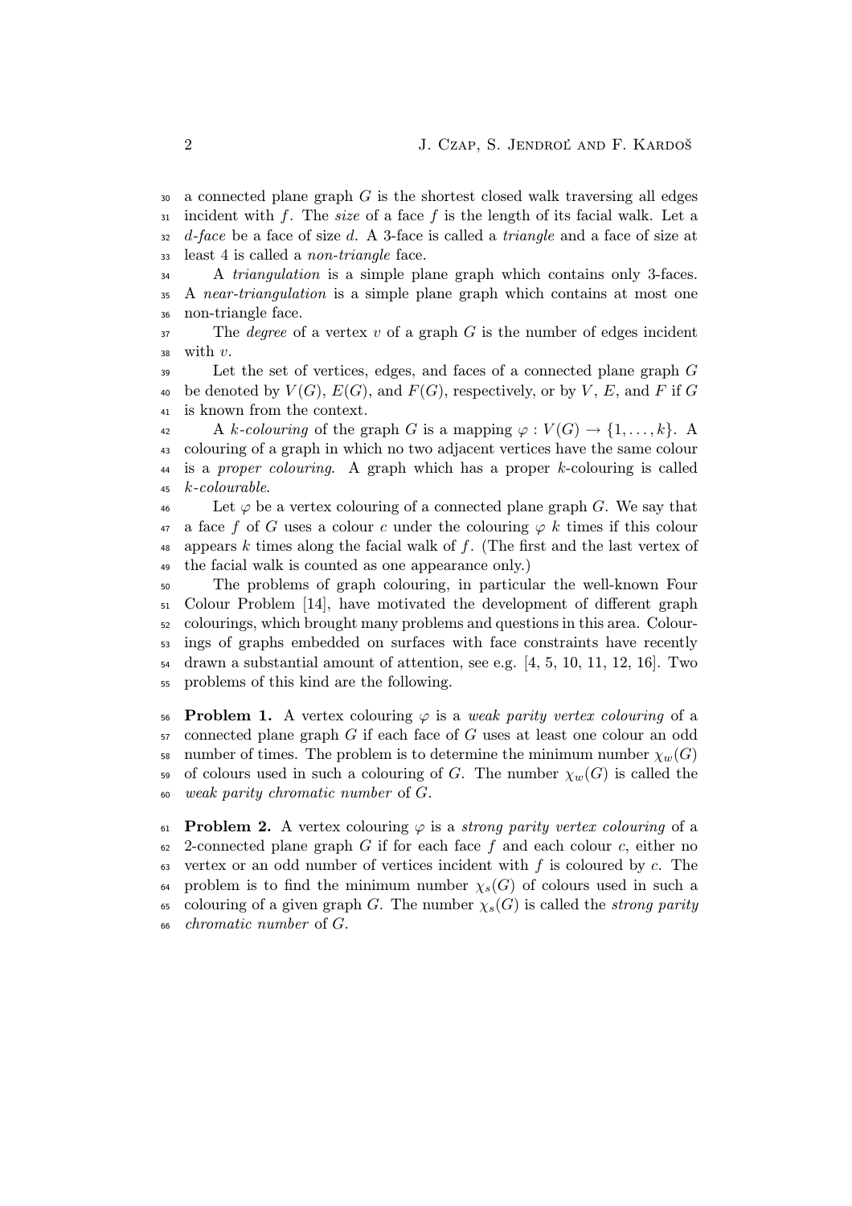a connected plane graph $G$ is the shortest closed walk traversing all edges incident with $f$. The *size* of a face $f$ is the length of its facial walk. Let a $d$*-face* be a face of size $d$. A 3-face is called a *triangle* and a face of size at least 4 is called a *non-triangle* face.

A *triangulation* is a simple plane graph which contains only 3-faces. A *near-triangulation* is a simple plane graph which contains at most one non-triangle face.

The *degree* of a vertex $v$ of a graph $G$ is the number of edges incident with $v$.

Let the set of vertices, edges, and faces of a connected plane graph $G$ be denoted by $V(G)$, $E(G)$, and $F(G)$, respectively, or by $V$, $E$, and $F$ if $G$ is known from the context.

A $k$*-colouring* of the graph $G$ is a mapping $\varphi : V(G) \to \{1, \dots, k\}$. A colouring of a graph in which no two adjacent vertices have the same colour is a *proper colouring*. A graph which has a proper $k$-colouring is called $k$*-colourable*.

Let $\varphi$ be a vertex colouring of a connected plane graph $G$. We say that a face $f$ of $G$ uses a colour $c$ under the colouring $\varphi$ $k$ times if this colour appears $k$ times along the facial walk of $f$. (The first and the last vertex of the facial walk is counted as one appearance only.)

The problems of graph colouring, in particular the well-known Four Colour Problem [14], have motivated the development of different graph colourings, which brought many problems and questions in this area. Colourings of graphs embedded on surfaces with face constraints have recently drawn a substantial amount of attention, see e.g. [4, 5, 10, 11, 12, 16]. Two problems of this kind are the following.

**Problem 1.** A vertex colouring $\varphi$ is a *weak parity vertex colouring* of a connected plane graph $G$ if each face of $G$ uses at least one colour an odd number of times. The problem is to determine the minimum number $\chi_w(G)$ of colours used in such a colouring of $G$. The number $\chi_w(G)$ is called the *weak parity chromatic number* of $G$.

**Problem 2.** A vertex colouring $\varphi$ is a *strong parity vertex colouring* of a 2-connected plane graph $G$ if for each face $f$ and each colour $c$, either no vertex or an odd number of vertices incident with $f$ is coloured by $c$. The problem is to find the minimum number $\chi_s(G)$ of colours used in such a colouring of a given graph $G$. The number $\chi_s(G)$ is called the *strong parity chromatic number* of $G$.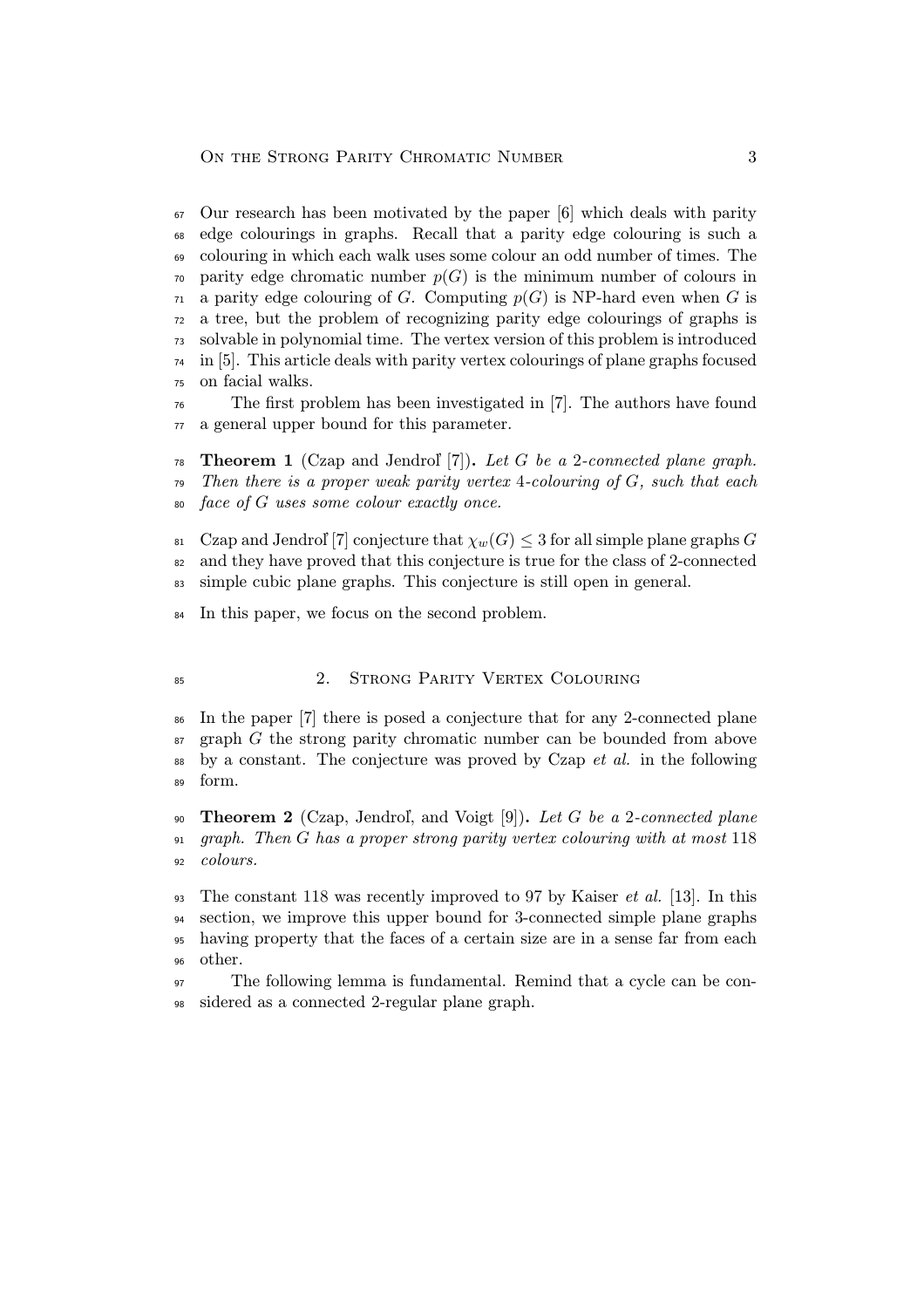Our research has been motivated by the paper [6] which deals with parity edge colourings in graphs. Recall that a parity edge colouring is such a colouring in which each walk uses some colour an odd number of times. The parity edge chromatic number $p(G)$ is the minimum number of colours in a parity edge colouring of $G$. Computing $p(G)$ is NP-hard even when $G$ is a tree, but the problem of recognizing parity edge colourings of graphs is solvable in polynomial time. The vertex version of this problem is introduced in [5]. This article deals with parity vertex colourings of plane graphs focused on facial walks.

The first problem has been investigated in [7]. The authors have found a general upper bound for this parameter.

**Theorem 1** (Czap and Jendroľ [7])**.** *Let $G$ be a 2-connected plane graph. Then there is a proper weak parity vertex 4-colouring of $G$, such that each face of $G$ uses some colour exactly once.*

Czap and Jendroľ [7] conjecture that $\chi_w(G) \leq 3$ for all simple plane graphs $G$ and they have proved that this conjecture is true for the class of 2-connected simple cubic plane graphs. This conjecture is still open in general.

In this paper, we focus on the second problem.

## 2. Strong Parity Vertex Colouring

In the paper [7] there is posed a conjecture that for any 2-connected plane graph $G$ the strong parity chromatic number can be bounded from above by a constant. The conjecture was proved by Czap *et al.* in the following form.

**Theorem 2** (Czap, Jendroľ, and Voigt [9])**.** *Let $G$ be a 2-connected plane graph. Then $G$ has a proper strong parity vertex colouring with at most 118 colours.*

The constant 118 was recently improved to 97 by Kaiser *et al.* [13]. In this section, we improve this upper bound for 3-connected simple plane graphs having property that the faces of a certain size are in a sense far from each other.

The following lemma is fundamental. Remind that a cycle can be considered as a connected 2-regular plane graph.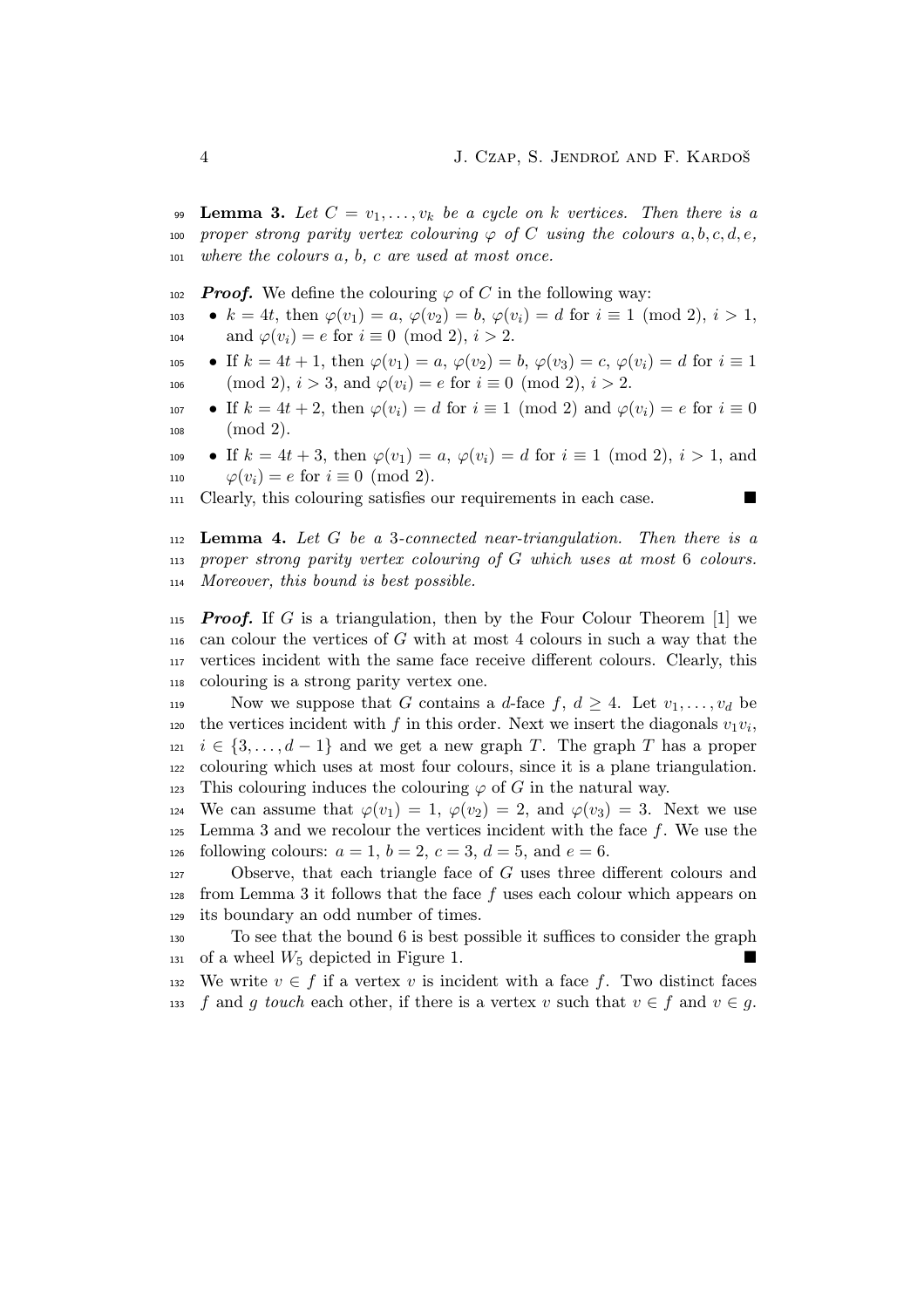**Lemma 3.** *Let $C = v_1, \ldots, v_k$ be a cycle on $k$ vertices. Then there is a proper strong parity vertex colouring $\varphi$ of $C$ using the colours $a, b, c, d, e$, where the colours $a$, $b$, $c$ are used at most once.*

***Proof.*** We define the colouring $\varphi$ of $C$ in the following way:

- $k = 4t$, then $\varphi(v_1) = a$, $\varphi(v_2) = b$, $\varphi(v_i) = d$ for $i \equiv 1 \pmod 2$, $i > 1$, and $\varphi(v_i) = e$ for $i \equiv 0 \pmod 2$, $i > 2$.
- If $k = 4t + 1$, then $\varphi(v_1) = a$, $\varphi(v_2) = b$, $\varphi(v_3) = c$, $\varphi(v_i) = d$ for $i \equiv 1 \pmod 2$, $i > 3$, and $\varphi(v_i) = e$ for $i \equiv 0 \pmod 2$, $i > 2$.
- If $k = 4t + 2$, then $\varphi(v_i) = d$ for $i \equiv 1 \pmod 2$ and $\varphi(v_i) = e$ for $i \equiv 0 \pmod 2$.
- If $k = 4t + 3$, then $\varphi(v_1) = a$, $\varphi(v_i) = d$ for $i \equiv 1 \pmod 2$, $i > 1$, and $\varphi(v_i) = e$ for $i \equiv 0 \pmod 2$.

Clearly, this colouring satisfies our requirements in each case. ■

**Lemma 4.** *Let $G$ be a 3-connected near-triangulation. Then there is a proper strong parity vertex colouring of $G$ which uses at most 6 colours. Moreover, this bound is best possible.*

***Proof.*** If $G$ is a triangulation, then by the Four Colour Theorem [1] we can colour the vertices of $G$ with at most 4 colours in such a way that the vertices incident with the same face receive different colours. Clearly, this colouring is a strong parity vertex one.

Now we suppose that $G$ contains a $d$-face $f$, $d \geq 4$. Let $v_1, \ldots, v_d$ be the vertices incident with $f$ in this order. Next we insert the diagonals $v_1 v_i$, $i \in \{3, \ldots, d-1\}$ and we get a new graph $T$. The graph $T$ has a proper colouring which uses at most four colours, since it is a plane triangulation. This colouring induces the colouring $\varphi$ of $G$ in the natural way. We can assume that $\varphi(v_1) = 1$, $\varphi(v_2) = 2$, and $\varphi(v_3) = 3$. Next we use Lemma 3 and we recolour the vertices incident with the face $f$. We use the following colours: $a = 1$, $b = 2$, $c = 3$, $d = 5$, and $e = 6$.

Observe, that each triangle face of $G$ uses three different colours and from Lemma 3 it follows that the face $f$ uses each colour which appears on its boundary an odd number of times.

To see that the bound 6 is best possible it suffices to consider the graph of a wheel $W_5$ depicted in Figure 1. ■

We write $v \in f$ if a vertex $v$ is incident with a face $f$. Two distinct faces $f$ and $g$ *touch* each other, if there is a vertex $v$ such that $v \in f$ and $v \in g$.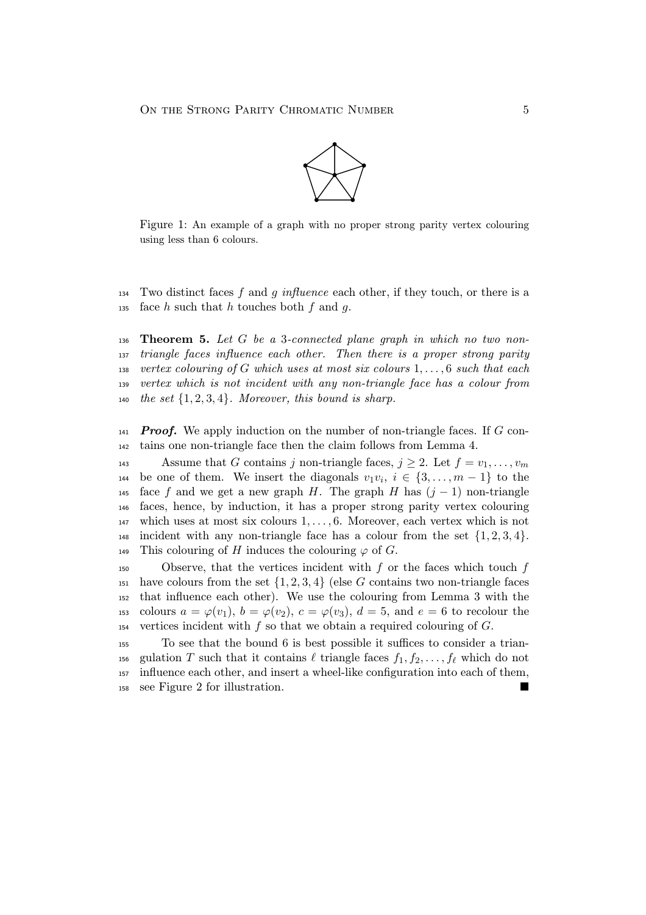Figure 1: An example of a graph with no proper strong parity vertex colouring using less than 6 colours.

Two distinct faces $f$ and $g$ *influence* each other, if they touch, or there is a face $h$ such that $h$ touches both $f$ and $g$.

**Theorem 5.** *Let $G$ be a 3-connected plane graph in which no two non-triangle faces influence each other. Then there is a proper strong parity vertex colouring of $G$ which uses at most six colours $1, \dots, 6$ such that each vertex which is not incident with any non-triangle face has a colour from the set $\{1, 2, 3, 4\}$. Moreover, this bound is sharp.*

***Proof.*** We apply induction on the number of non-triangle faces. If $G$ contains one non-triangle face then the claim follows from Lemma 4.

Assume that $G$ contains $j$ non-triangle faces, $j \geq 2$. Let $f = v_1, \dots, v_m$ be one of them. We insert the diagonals $v_1 v_i$, $i \in \{3, \dots, m-1\}$ to the face $f$ and we get a new graph $H$. The graph $H$ has $(j-1)$ non-triangle faces, hence, by induction, it has a proper strong parity vertex colouring which uses at most six colours $1, \dots, 6$. Moreover, each vertex which is not incident with any non-triangle face has a colour from the set $\{1, 2, 3, 4\}$. This colouring of $H$ induces the colouring $\varphi$ of $G$.

Observe, that the vertices incident with $f$ or the faces which touch $f$ have colours from the set $\{1, 2, 3, 4\}$ (else $G$ contains two non-triangle faces that influence each other). We use the colouring from Lemma 3 with the colours $a = \varphi(v_1)$, $b = \varphi(v_2)$, $c = \varphi(v_3)$, $d = 5$, and $e = 6$ to recolour the vertices incident with $f$ so that we obtain a required colouring of $G$.

To see that the bound 6 is best possible it suffices to consider a triangulation $T$ such that it contains $\ell$ triangle faces $f_1, f_2, \dots, f_\ell$ which do not influence each other, and insert a wheel-like configuration into each of them, see Figure 2 for illustration. ■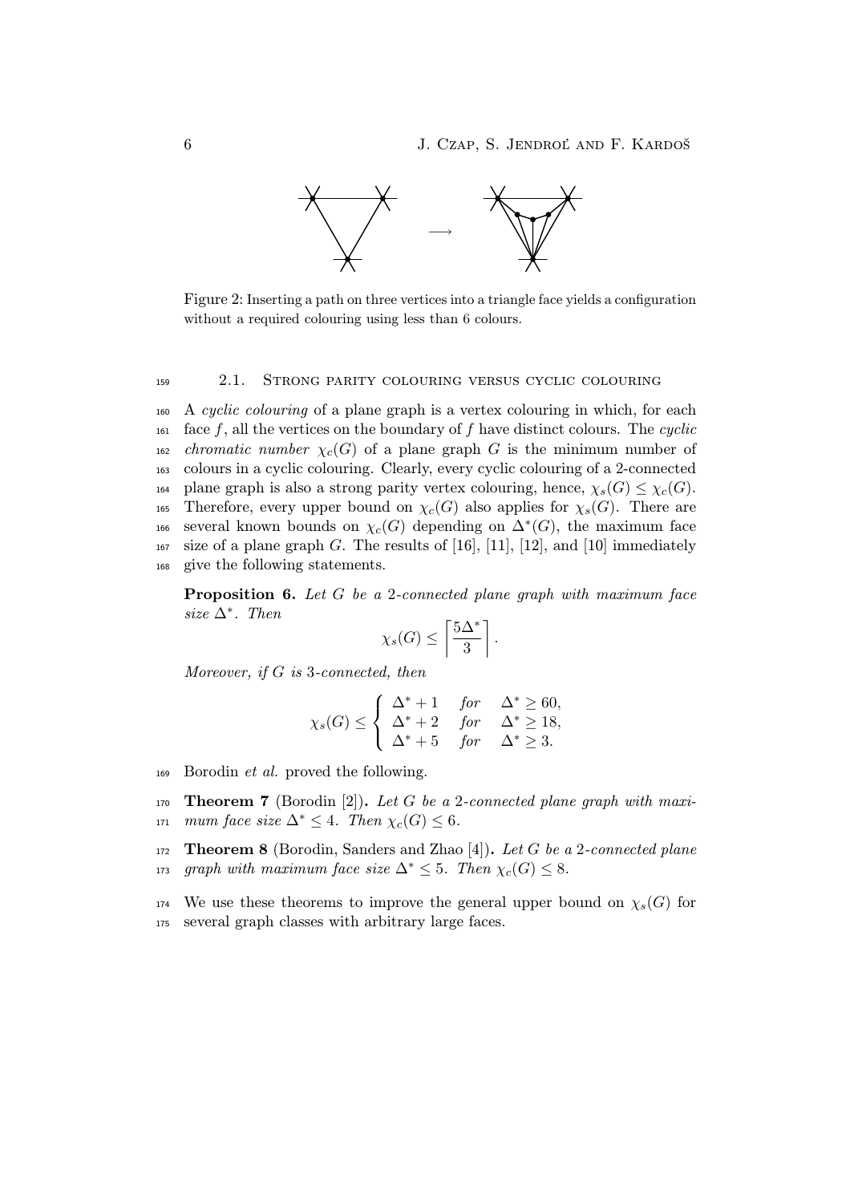Figure 2: Inserting a path on three vertices into a triangle face yields a configuration without a required colouring using less than 6 colours.

### 2.1. Strong parity colouring versus cyclic colouring

A *cyclic colouring* of a plane graph is a vertex colouring in which, for each face $f$, all the vertices on the boundary of $f$ have distinct colours. The *cyclic chromatic number* $\chi_c(G)$ of a plane graph $G$ is the minimum number of colours in a cyclic colouring. Clearly, every cyclic colouring of a 2-connected plane graph is also a strong parity vertex colouring, hence, $\chi_s(G) \leq \chi_c(G)$. Therefore, every upper bound on $\chi_c(G)$ also applies for $\chi_s(G)$. There are several known bounds on $\chi_c(G)$ depending on $\Delta^*(G)$, the maximum face size of a plane graph $G$. The results of [16], [11], [12], and [10] immediately give the following statements.

**Proposition 6.** *Let $G$ be a 2-connected plane graph with maximum face size $\Delta^*$. Then*

$$\chi_s(G) \leq \left\lceil \frac{5\Delta^*}{3} \right\rceil.$$

*Moreover, if $G$ is 3-connected, then*

$$\chi_s(G) \leq \begin{cases} \Delta^* + 1 & \text{for} \quad \Delta^* \geq 60, \\ \Delta^* + 2 & \text{for} \quad \Delta^* \geq 18, \\ \Delta^* + 5 & \text{for} \quad \Delta^* \geq 3. \end{cases}$$

Borodin *et al.* proved the following.

**Theorem 7** (Borodin [2])**.** *Let $G$ be a 2-connected plane graph with maximum face size $\Delta^* \leq 4$. Then $\chi_c(G) \leq 6$.*

**Theorem 8** (Borodin, Sanders and Zhao [4])**.** *Let $G$ be a 2-connected plane graph with maximum face size $\Delta^* \leq 5$. Then $\chi_c(G) \leq 8$.*

We use these theorems to improve the general upper bound on $\chi_s(G)$ for several graph classes with arbitrary large faces.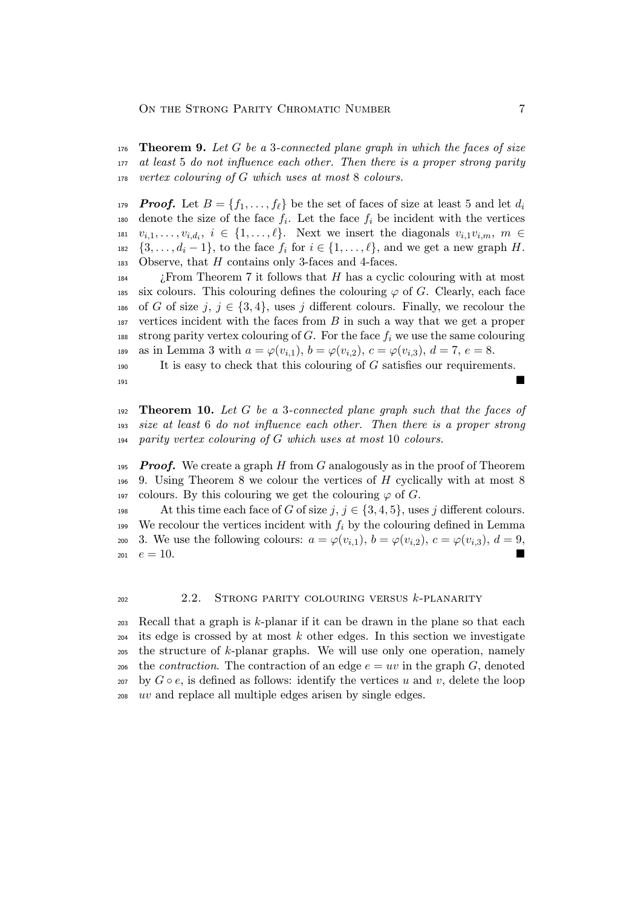**Theorem 9.** *Let $G$ be a 3-connected plane graph in which the faces of size at least 5 do not influence each other. Then there is a proper strong parity vertex colouring of $G$ which uses at most 8 colours.*

***Proof.*** Let $B = \{f_1, \dots, f_\ell\}$ be the set of faces of size at least 5 and let $d_i$ denote the size of the face $f_i$. Let the face $f_i$ be incident with the vertices $v_{i,1}, \dots, v_{i,d_i}$, $i \in \{1, \dots, \ell\}$. Next we insert the diagonals $v_{i,1}v_{i,m}$, $m \in \{3, \dots, d_i - 1\}$, to the face $f_i$ for $i \in \{1, \dots, \ell\}$, and we get a new graph $H$. Observe, that $H$ contains only 3-faces and 4-faces.

¿From Theorem 7 it follows that $H$ has a cyclic colouring with at most six colours. This colouring defines the colouring $\varphi$ of $G$. Clearly, each face of $G$ of size $j$, $j \in \{3, 4\}$, uses $j$ different colours. Finally, we recolour the vertices incident with the faces from $B$ in such a way that we get a proper strong parity vertex colouring of $G$. For the face $f_i$ we use the same colouring as in Lemma 3 with $a = \varphi(v_{i,1})$, $b = \varphi(v_{i,2})$, $c = \varphi(v_{i,3})$, $d = 7$, $e = 8$.

It is easy to check that this colouring of $G$ satisfies our requirements. ■

**Theorem 10.** *Let $G$ be a 3-connected plane graph such that the faces of size at least 6 do not influence each other. Then there is a proper strong parity vertex colouring of $G$ which uses at most 10 colours.*

***Proof.*** We create a graph $H$ from $G$ analogously as in the proof of Theorem 9. Using Theorem 8 we colour the vertices of $H$ cyclically with at most 8 colours. By this colouring we get the colouring $\varphi$ of $G$.

At this time each face of $G$ of size $j$, $j \in \{3, 4, 5\}$, uses $j$ different colours. We recolour the vertices incident with $f_i$ by the colouring defined in Lemma 3. We use the following colours: $a = \varphi(v_{i,1})$, $b = \varphi(v_{i,2})$, $c = \varphi(v_{i,3})$, $d = 9$, $e = 10$. ■

## 2.2. Strong parity colouring versus $k$-planarity

Recall that a graph is $k$-planar if it can be drawn in the plane so that each its edge is crossed by at most $k$ other edges. In this section we investigate the structure of $k$-planar graphs. We will use only one operation, namely the *contraction*. The contraction of an edge $e = uv$ in the graph $G$, denoted by $G \circ e$, is defined as follows: identify the vertices $u$ and $v$, delete the loop $uv$ and replace all multiple edges arisen by single edges.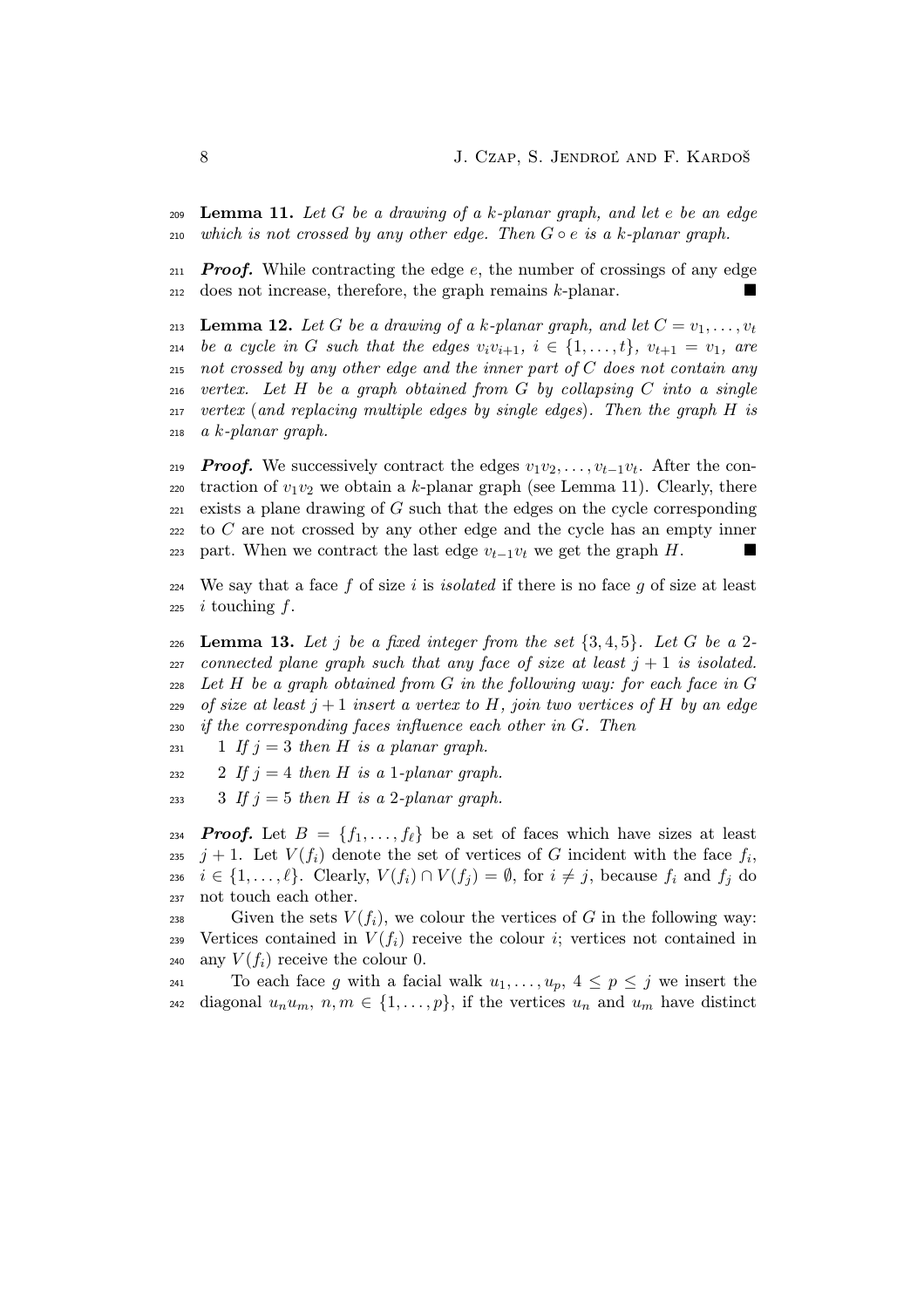**Lemma 11.** *Let $G$ be a drawing of a $k$-planar graph, and let $e$ be an edge which is not crossed by any other edge. Then $G \circ e$ is a $k$-planar graph.*

***Proof.*** While contracting the edge $e$, the number of crossings of any edge does not increase, therefore, the graph remains $k$-planar. ∎

**Lemma 12.** *Let $G$ be a drawing of a $k$-planar graph, and let $C = v_1, \ldots, v_t$ be a cycle in $G$ such that the edges $v_iv_{i+1}$, $i \in \{1, \ldots, t\}$, $v_{t+1} = v_1$, are not crossed by any other edge and the inner part of $C$ does not contain any vertex. Let $H$ be a graph obtained from $G$ by collapsing $C$ into a single vertex (and replacing multiple edges by single edges). Then the graph $H$ is a $k$-planar graph.*

***Proof.*** We successively contract the edges $v_1v_2, \ldots, v_{t-1}v_t$. After the contraction of $v_1v_2$ we obtain a $k$-planar graph (see Lemma 11). Clearly, there exists a plane drawing of $G$ such that the edges on the cycle corresponding to $C$ are not crossed by any other edge and the cycle has an empty inner part. When we contract the last edge $v_{t-1}v_t$ we get the graph $H$. ∎

We say that a face $f$ of size $i$ is *isolated* if there is no face $g$ of size at least $i$ touching $f$.

**Lemma 13.** *Let $j$ be a fixed integer from the set $\{3, 4, 5\}$. Let $G$ be a 2-connected plane graph such that any face of size at least $j + 1$ is isolated. Let $H$ be a graph obtained from $G$ in the following way: for each face in $G$ of size at least $j + 1$ insert a vertex to $H$, join two vertices of $H$ by an edge if the corresponding faces influence each other in $G$. Then*

1 *If $j = 3$ then $H$ is a planar graph.*

2 *If $j = 4$ then $H$ is a 1-planar graph.*

3 *If $j = 5$ then $H$ is a 2-planar graph.*

***Proof.*** Let $B = \{f_1, \ldots, f_\ell\}$ be a set of faces which have sizes at least $j + 1$. Let $V(f_i)$ denote the set of vertices of $G$ incident with the face $f_i$, $i \in \{1, \ldots, \ell\}$. Clearly, $V(f_i) \cap V(f_j) = \emptyset$, for $i \neq j$, because $f_i$ and $f_j$ do not touch each other.

Given the sets $V(f_i)$, we colour the vertices of $G$ in the following way: Vertices contained in $V(f_i)$ receive the colour $i$; vertices not contained in any $V(f_i)$ receive the colour 0.

To each face $g$ with a facial walk $u_1, \ldots, u_p$, $4 \leq p \leq j$ we insert the diagonal $u_nu_m$, $n, m \in \{1, \ldots, p\}$, if the vertices $u_n$ and $u_m$ have distinct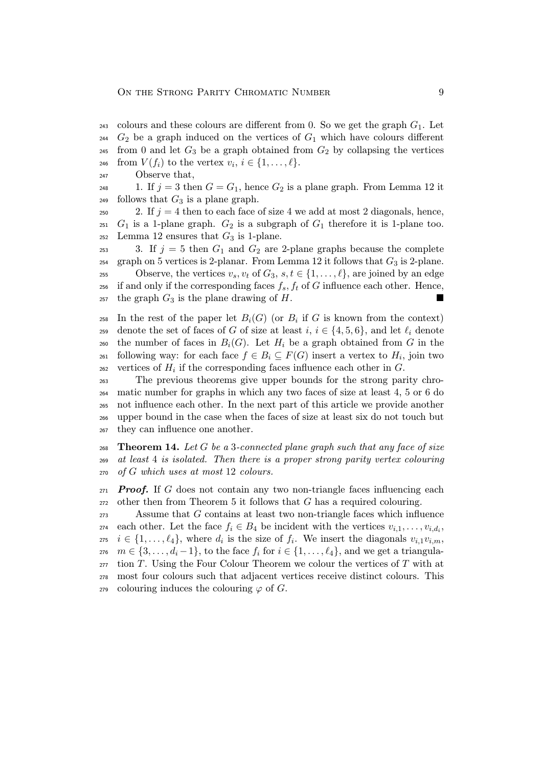colours and these colours are different from 0. So we get the graph $G_1$. Let $G_2$ be a graph induced on the vertices of $G_1$ which have colours different from 0 and let $G_3$ be a graph obtained from $G_2$ by collapsing the vertices from $V(f_i)$ to the vertex $v_i$, $i \in \{1, \dots, \ell\}$.

Observe that,

1. If $j = 3$ then $G = G_1$, hence $G_2$ is a plane graph. From Lemma 12 it follows that $G_3$ is a plane graph.

2. If $j = 4$ then to each face of size 4 we add at most 2 diagonals, hence, $G_1$ is a 1-plane graph. $G_2$ is a subgraph of $G_1$ therefore it is 1-plane too. Lemma 12 ensures that $G_3$ is 1-plane.

3. If $j = 5$ then $G_1$ and $G_2$ are 2-plane graphs because the complete graph on 5 vertices is 2-planar. From Lemma 12 it follows that $G_3$ is 2-plane.

Observe, the vertices $v_s, v_t$ of $G_3$, $s, t \in \{1, \dots, \ell\}$, are joined by an edge if and only if the corresponding faces $f_s, f_t$ of $G$ influence each other. Hence, the graph $G_3$ is the plane drawing of $H$. ■

In the rest of the paper let $B_i(G)$ (or $B_i$ if $G$ is known from the context) denote the set of faces of $G$ of size at least $i$, $i \in \{4, 5, 6\}$, and let $\ell_i$ denote the number of faces in $B_i(G)$. Let $H_i$ be a graph obtained from $G$ in the following way: for each face $f \in B_i \subseteq F(G)$ insert a vertex to $H_i$, join two vertices of $H_i$ if the corresponding faces influence each other in $G$.

The previous theorems give upper bounds for the strong parity chromatic number for graphs in which any two faces of size at least 4, 5 or 6 do not influence each other. In the next part of this article we provide another upper bound in the case when the faces of size at least six do not touch but they can influence one another.

**Theorem 14.** *Let $G$ be a 3-connected plane graph such that any face of size at least 4 is isolated. Then there is a proper strong parity vertex colouring of $G$ which uses at most 12 colours.*

***Proof.*** If $G$ does not contain any two non-triangle faces influencing each other then from Theorem 5 it follows that $G$ has a required colouring.

Assume that $G$ contains at least two non-triangle faces which influence each other. Let the face $f_i \in B_4$ be incident with the vertices $v_{i,1}, \dots, v_{i,d_i}$, $i \in \{1, \dots, \ell_4\}$, where $d_i$ is the size of $f_i$. We insert the diagonals $v_{i,1}v_{i,m}$, $m \in \{3, \dots, d_i - 1\}$, to the face $f_i$ for $i \in \{1, \dots, \ell_4\}$, and we get a triangulation $T$. Using the Four Colour Theorem we colour the vertices of $T$ with at most four colours such that adjacent vertices receive distinct colours. This colouring induces the colouring $\varphi$ of $G$.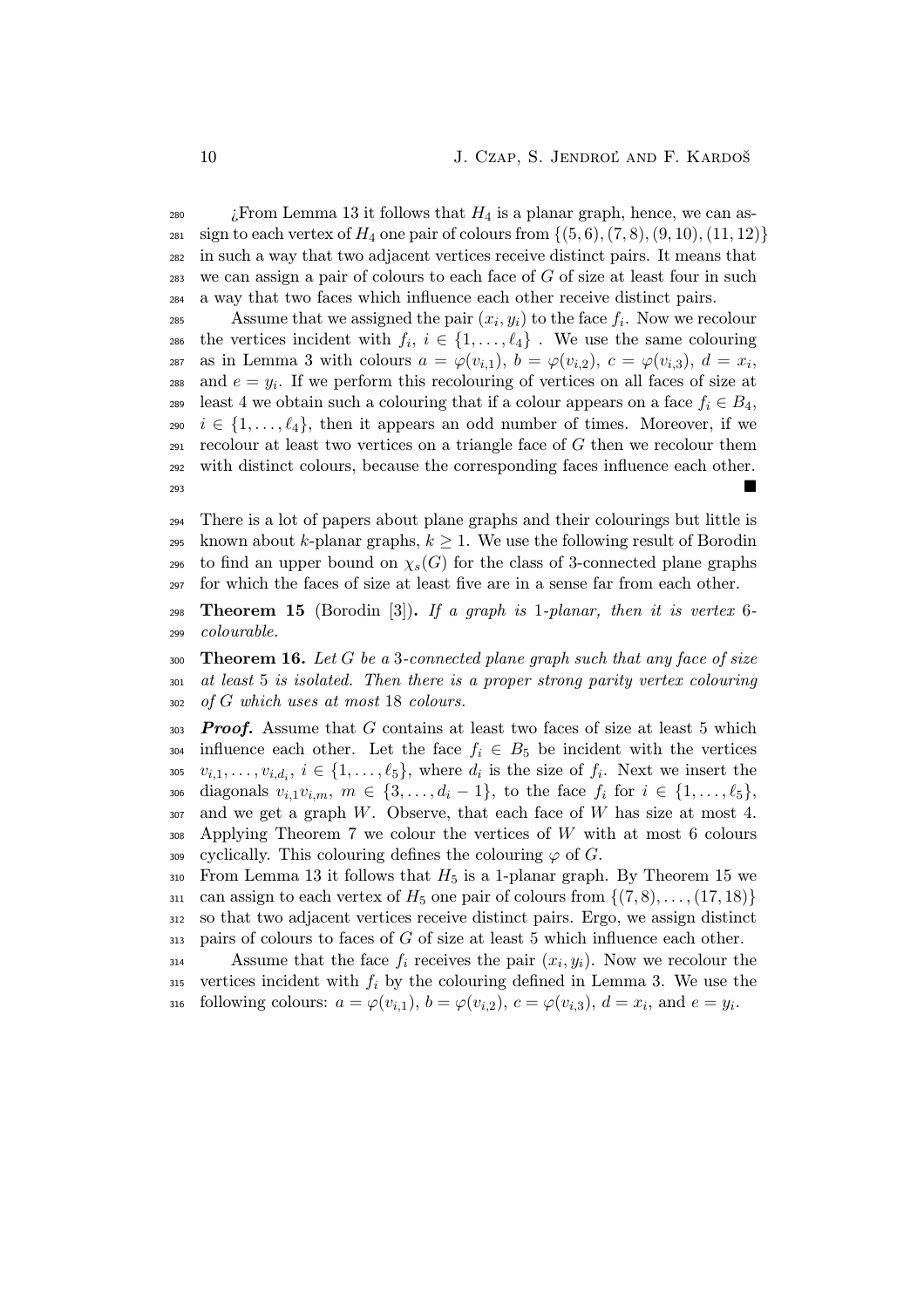¿From Lemma 13 it follows that $H_4$ is a planar graph, hence, we can assign to each vertex of $H_4$ one pair of colours from $\{(5,6),(7,8),(9,10),(11,12)\}$ in such a way that two adjacent vertices receive distinct pairs. It means that we can assign a pair of colours to each face of $G$ of size at least four in such a way that two faces which influence each other receive distinct pairs.

Assume that we assigned the pair $(x_i, y_i)$ to the face $f_i$. Now we recolour the vertices incident with $f_i$, $i \in \{1,\ldots,\ell_4\}$ . We use the same colouring as in Lemma 3 with colours $a = \varphi(v_{i,1})$, $b = \varphi(v_{i,2})$, $c = \varphi(v_{i,3})$, $d = x_i$, and $e = y_i$. If we perform this recolouring of vertices on all faces of size at least 4 we obtain such a colouring that if a colour appears on a face $f_i \in B_4$, $i \in \{1,\ldots,\ell_4\}$, then it appears an odd number of times. Moreover, if we recolour at least two vertices on a triangle face of $G$ then we recolour them with distinct colours, because the corresponding faces influence each other. ■

There is a lot of papers about plane graphs and their colourings but little is known about $k$-planar graphs, $k \geq 1$. We use the following result of Borodin to find an upper bound on $\chi_s(G)$ for the class of 3-connected plane graphs for which the faces of size at least five are in a sense far from each other.

**Theorem 15** (Borodin [3]). *If a graph is* 1*-planar, then it is vertex* 6*-colourable.*

**Theorem 16.** *Let $G$ be a* 3*-connected plane graph such that any face of size at least* 5 *is isolated. Then there is a proper strong parity vertex colouring of $G$ which uses at most* 18 *colours.*

***Proof.*** Assume that $G$ contains at least two faces of size at least 5 which influence each other. Let the face $f_i \in B_5$ be incident with the vertices $v_{i,1},\ldots,v_{i,d_i}$, $i \in \{1,\ldots,\ell_5\}$, where $d_i$ is the size of $f_i$. Next we insert the diagonals $v_{i,1}v_{i,m}$, $m \in \{3,\ldots,d_i - 1\}$, to the face $f_i$ for $i \in \{1,\ldots,\ell_5\}$, and we get a graph $W$. Observe, that each face of $W$ has size at most 4. Applying Theorem 7 we colour the vertices of $W$ with at most 6 colours cyclically. This colouring defines the colouring $\varphi$ of $G$.

From Lemma 13 it follows that $H_5$ is a 1-planar graph. By Theorem 15 we can assign to each vertex of $H_5$ one pair of colours from $\{(7,8),\ldots,(17,18)\}$ so that two adjacent vertices receive distinct pairs. Ergo, we assign distinct pairs of colours to faces of $G$ of size at least 5 which influence each other.

Assume that the face $f_i$ receives the pair $(x_i, y_i)$. Now we recolour the vertices incident with $f_i$ by the colouring defined in Lemma 3. We use the following colours: $a = \varphi(v_{i,1})$, $b = \varphi(v_{i,2})$, $c = \varphi(v_{i,3})$, $d = x_i$, and $e = y_i$.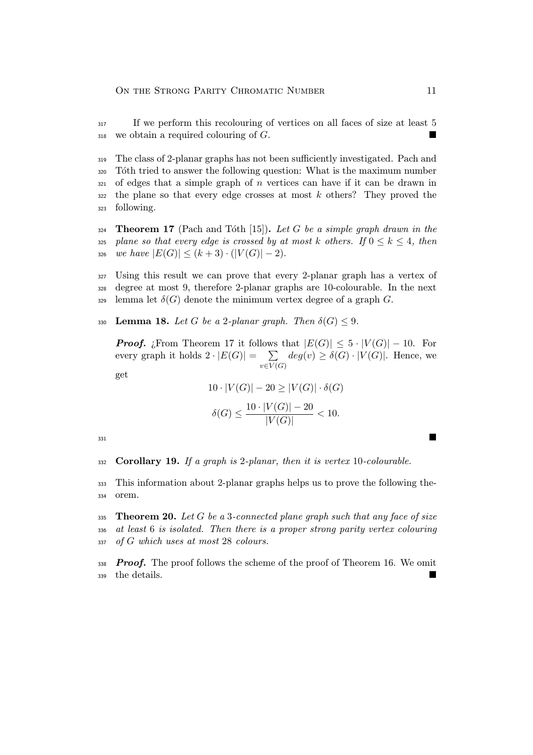If we perform this recolouring of vertices on all faces of size at least 5 we obtain a required colouring of $G$. ■

The class of 2-planar graphs has not been sufficiently investigated. Pach and Tóth tried to answer the following question: What is the maximum number of edges that a simple graph of $n$ vertices can have if it can be drawn in the plane so that every edge crosses at most $k$ others? They proved the following.

**Theorem 17** (Pach and Tóth [15])**.** *Let $G$ be a simple graph drawn in the plane so that every edge is crossed by at most $k$ others. If $0 \leq k \leq 4$, then we have $|E(G)| \leq (k+3) \cdot (|V(G)| - 2)$.*

Using this result we can prove that every 2-planar graph has a vertex of degree at most 9, therefore 2-planar graphs are 10-colourable. In the next lemma let $\delta(G)$ denote the minimum vertex degree of a graph $G$.

**Lemma 18.** *Let $G$ be a 2-planar graph. Then $\delta(G) \leq 9$.*

***Proof.*** ¿From Theorem 17 it follows that $|E(G)| \leq 5 \cdot |V(G)| - 10$. For every graph it holds $2 \cdot |E(G)| = \sum_{v \in V(G)} deg(v) \geq \delta(G) \cdot |V(G)|$. Hence, we get

$$10 \cdot |V(G)| - 20 \geq |V(G)| \cdot \delta(G)$$

$$\delta(G) \leq \frac{10 \cdot |V(G)| - 20}{|V(G)|} < 10.$$

■

**Corollary 19.** *If a graph is 2-planar, then it is vertex 10-colourable.*

This information about 2-planar graphs helps us to prove the following theorem.

**Theorem 20.** *Let $G$ be a 3-connected plane graph such that any face of size at least 6 is isolated. Then there is a proper strong parity vertex colouring of $G$ which uses at most 28 colours.*

***Proof.*** The proof follows the scheme of the proof of Theorem 16. We omit the details. ■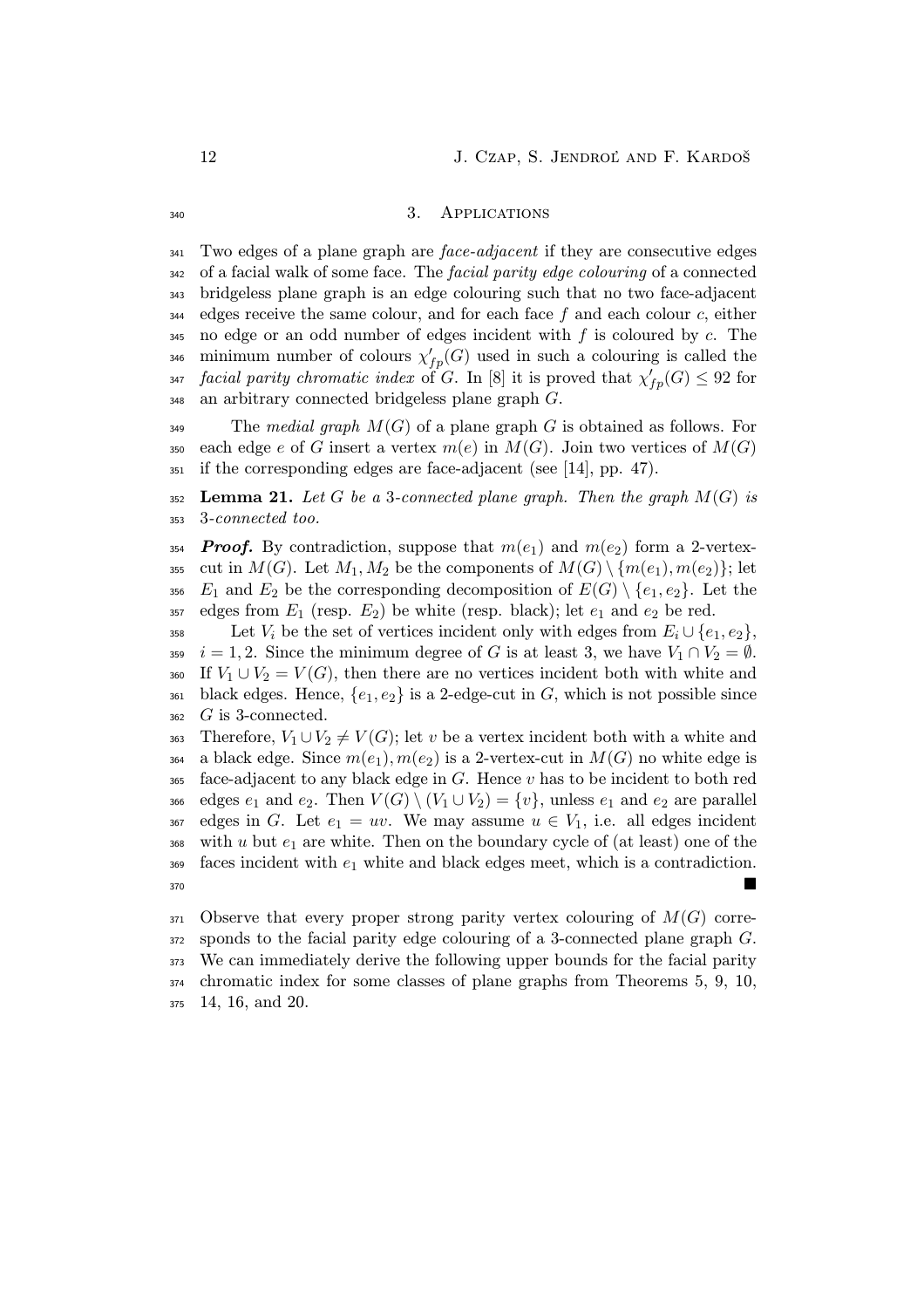## 3. Applications

Two edges of a plane graph are *face-adjacent* if they are consecutive edges of a facial walk of some face. The *facial parity edge colouring* of a connected bridgeless plane graph is an edge colouring such that no two face-adjacent edges receive the same colour, and for each face $f$ and each colour $c$, either no edge or an odd number of edges incident with $f$ is coloured by $c$. The minimum number of colours $\chi'_{fp}(G)$ used in such a colouring is called the *facial parity chromatic index* of $G$. In [8] it is proved that $\chi'_{fp}(G) \leq 92$ for an arbitrary connected bridgeless plane graph $G$.

The *medial graph* $M(G)$ of a plane graph $G$ is obtained as follows. For each edge $e$ of $G$ insert a vertex $m(e)$ in $M(G)$. Join two vertices of $M(G)$ if the corresponding edges are face-adjacent (see [14], pp. 47).

**Lemma 21.** *Let $G$ be a 3-connected plane graph. Then the graph $M(G)$ is 3-connected too.*

***Proof.*** By contradiction, suppose that $m(e_1)$ and $m(e_2)$ form a 2-vertex-cut in $M(G)$. Let $M_1, M_2$ be the components of $M(G) \setminus \{m(e_1), m(e_2)\}$; let $E_1$ and $E_2$ be the corresponding decomposition of $E(G) \setminus \{e_1, e_2\}$. Let the edges from $E_1$ (resp. $E_2$) be white (resp. black); let $e_1$ and $e_2$ be red.

Let $V_i$ be the set of vertices incident only with edges from $E_i \cup \{e_1, e_2\}$, $i = 1, 2$. Since the minimum degree of $G$ is at least 3, we have $V_1 \cap V_2 = \emptyset$. If $V_1 \cup V_2 = V(G)$, then there are no vertices incident both with white and black edges. Hence, $\{e_1, e_2\}$ is a 2-edge-cut in $G$, which is not possible since $G$ is 3-connected.

Therefore, $V_1 \cup V_2 \neq V(G)$; let $v$ be a vertex incident both with a white and a black edge. Since $m(e_1), m(e_2)$ is a 2-vertex-cut in $M(G)$ no white edge is face-adjacent to any black edge in $G$. Hence $v$ has to be incident to both red edges $e_1$ and $e_2$. Then $V(G) \setminus (V_1 \cup V_2) = \{v\}$, unless $e_1$ and $e_2$ are parallel edges in $G$. Let $e_1 = uv$. We may assume $u \in V_1$, i.e. all edges incident with $u$ but $e_1$ are white. Then on the boundary cycle of (at least) one of the faces incident with $e_1$ white and black edges meet, which is a contradiction. ∎

Observe that every proper strong parity vertex colouring of $M(G)$ corresponds to the facial parity edge colouring of a 3-connected plane graph $G$. We can immediately derive the following upper bounds for the facial parity chromatic index for some classes of plane graphs from Theorems 5, 9, 10, 14, 16, and 20.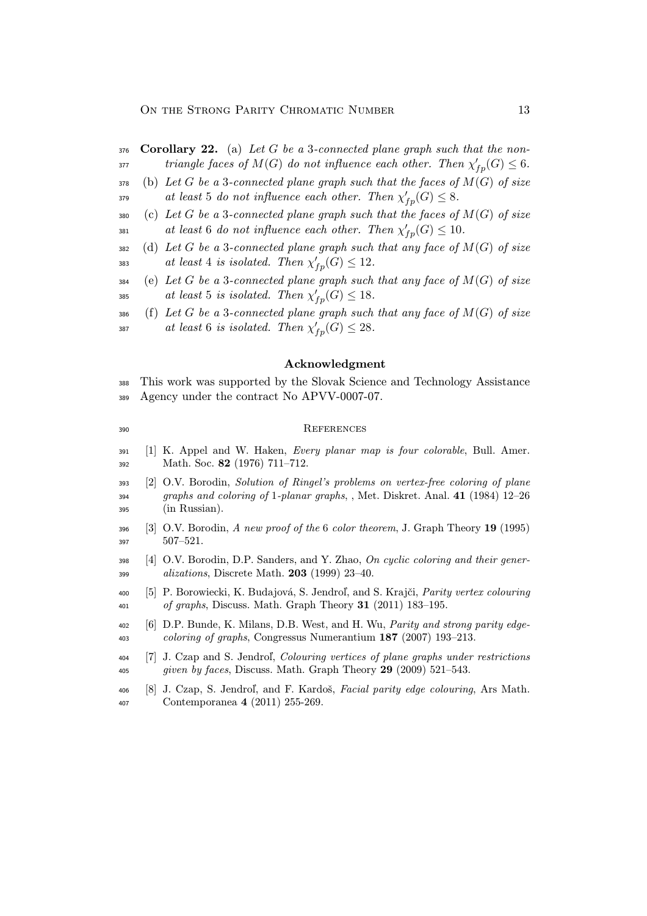**Corollary 22.** (a) *Let $G$ be a 3-connected plane graph such that the non-triangle faces of $M(G)$ do not influence each other. Then $\chi'_{fp}(G) \leq 6$.*

(b) *Let $G$ be a 3-connected plane graph such that the faces of $M(G)$ of size at least 5 do not influence each other. Then $\chi'_{fp}(G) \leq 8$.*

(c) *Let $G$ be a 3-connected plane graph such that the faces of $M(G)$ of size at least 6 do not influence each other. Then $\chi'_{fp}(G) \leq 10$.*

(d) *Let $G$ be a 3-connected plane graph such that any face of $M(G)$ of size at least 4 is isolated. Then $\chi'_{fp}(G) \leq 12$.*

(e) *Let $G$ be a 3-connected plane graph such that any face of $M(G)$ of size at least 5 is isolated. Then $\chi'_{fp}(G) \leq 18$.*

(f) *Let $G$ be a 3-connected plane graph such that any face of $M(G)$ of size at least 6 is isolated. Then $\chi'_{fp}(G) \leq 28$.*

## Acknowledgment

This work was supported by the Slovak Science and Technology Assistance Agency under the contract No APVV-0007-07.

## References

[1] K. Appel and W. Haken, *Every planar map is four colorable*, Bull. Amer. Math. Soc. **82** (1976) 711–712.

[2] O.V. Borodin, *Solution of Ringel's problems on vertex-free coloring of plane graphs and coloring of 1-planar graphs*, , Met. Diskret. Anal. **41** (1984) 12–26 (in Russian).

[3] O.V. Borodin, *A new proof of the 6 color theorem*, J. Graph Theory **19** (1995) 507–521.

[4] O.V. Borodin, D.P. Sanders, and Y. Zhao, *On cyclic coloring and their generalizations*, Discrete Math. **203** (1999) 23–40.

[5] P. Borowiecki, K. Budajová, S. Jendroľ, and S. Krajči, *Parity vertex colouring of graphs*, Discuss. Math. Graph Theory **31** (2011) 183–195.

[6] D.P. Bunde, K. Milans, D.B. West, and H. Wu, *Parity and strong parity edge-coloring of graphs*, Congressus Numerantium **187** (2007) 193–213.

[7] J. Czap and S. Jendroľ, *Colouring vertices of plane graphs under restrictions given by faces*, Discuss. Math. Graph Theory **29** (2009) 521–543.

[8] J. Czap, S. Jendroľ, and F. Kardoš, *Facial parity edge colouring*, Ars Math. Contemporanea **4** (2011) 255-269.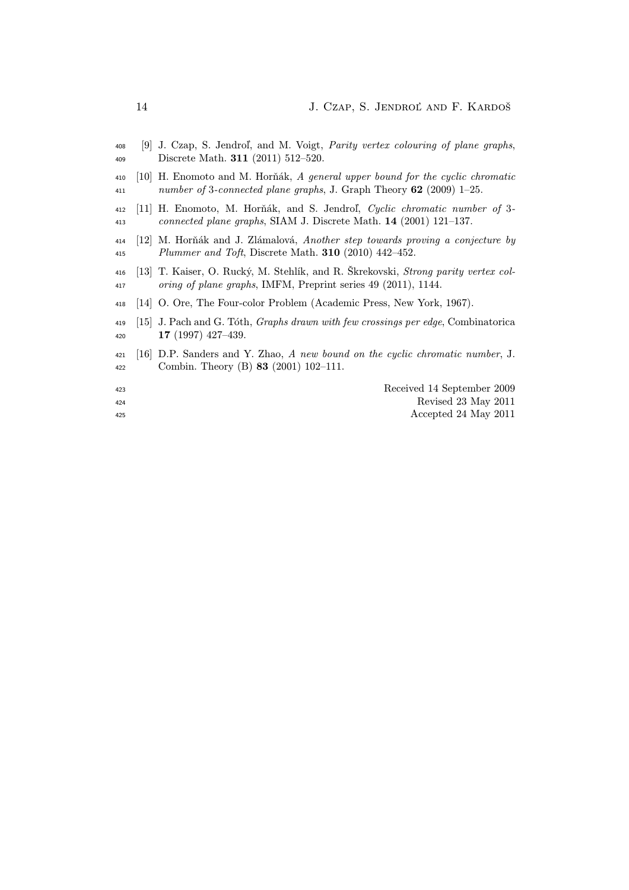[9] J. Czap, S. Jendroľ, and M. Voigt, *Parity vertex colouring of plane graphs*, Discrete Math. **311** (2011) 512–520.

[10] H. Enomoto and M. Horňák, *A general upper bound for the cyclic chromatic number of* 3*-connected plane graphs*, J. Graph Theory **62** (2009) 1–25.

[11] H. Enomoto, M. Horňák, and S. Jendroľ, *Cyclic chromatic number of* 3*-connected plane graphs*, SIAM J. Discrete Math. **14** (2001) 121–137.

[12] M. Horňák and J. Zlámalová, *Another step towards proving a conjecture by Plummer and Toft*, Discrete Math. **310** (2010) 442–452.

[13] T. Kaiser, O. Rucký, M. Stehlík, and R. Škrekovski, *Strong parity vertex coloring of plane graphs*, IMFM, Preprint series 49 (2011), 1144.

[14] O. Ore, The Four-color Problem (Academic Press, New York, 1967).

[15] J. Pach and G. Tóth, *Graphs drawn with few crossings per edge*, Combinatorica **17** (1997) 427–439.

[16] D.P. Sanders and Y. Zhao, *A new bound on the cyclic chromatic number*, J. Combin. Theory (B) **83** (2001) 102–111.

Received 14 September 2009
Revised 23 May 2011
Accepted 24 May 2011